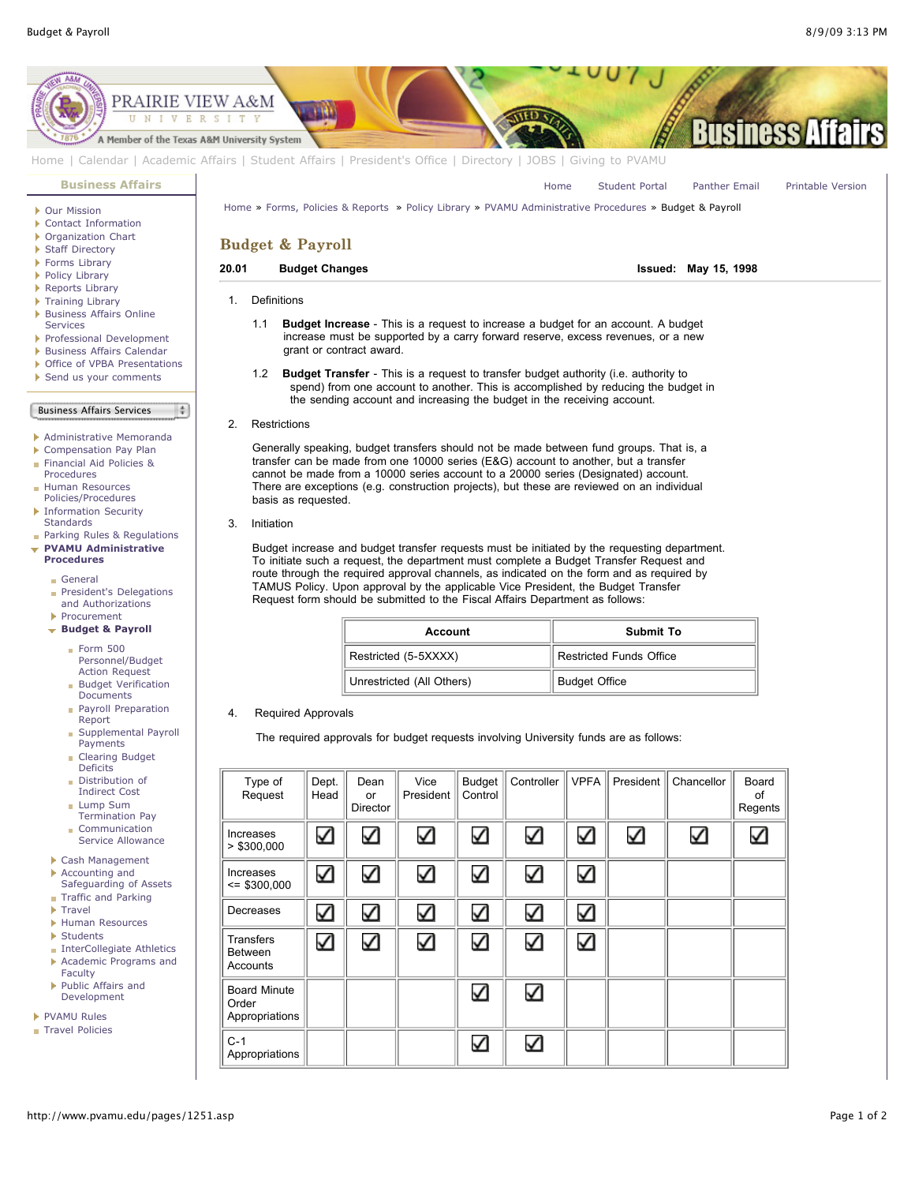# Budget & Payroll

**20.01 Budget Changes** **Issued: May 15, 1998**

1. Definitions

   1.1 **Budget Increase** - This is a request to increase a budget for an account. A budget increase must be supported by a carry forward reserve, excess revenues, or a new grant or contract award.

   1.2 **Budget Transfer** - This is a request to transfer budget authority (i.e. authority to spend) from one account to another. This is accomplished by reducing the budget in the sending account and increasing the budget in the receiving account.

2. Restrictions

   Generally speaking, budget transfers should not be made between fund groups. That is, a transfer can be made from one 10000 series (E&G) account to another, but a transfer cannot be made from a 10000 series account to a 20000 series (Designated) account. There are exceptions (e.g. construction projects), but these are reviewed on an individual basis as requested.

3. Initiation

   Budget increase and budget transfer requests must be initiated by the requesting department. To initiate such a request, the department must complete a Budget Transfer Request and route through the required approval channels, as indicated on the form and as required by TAMUS Policy. Upon approval by the applicable Vice President, the Budget Transfer Request form should be submitted to the Fiscal Affairs Department as follows:

| Account | Submit To |
|---|---|
| Restricted (5-5XXXX) | Restricted Funds Office |
| Unrestricted (All Others) | Budget Office |

4. Required Approvals

   The required approvals for budget requests involving University funds are as follows:

| Type of Request | Dept. Head | Dean or Director | Vice President | Budget Control | Controller | VPFA | President | Chancellor | Board of Regents |
|---|---|---|---|---|---|---|---|---|---|
| Increases > $300,000 | ☑ | ☑ | ☑ | ☑ | ☑ | ☑ | ☑ | ☑ | ☑ |
| Increases <= $300,000 | ☑ | ☑ | ☑ | ☑ | ☑ | ☑ | | | |
| Decreases | ☑ | ☑ | ☑ | ☑ | ☑ | ☑ | | | |
| Transfers Between Accounts | ☑ | ☑ | ☑ | ☑ | ☑ | ☑ | | | |
| Board Minute Order Appropriations | | | | ☑ | ☑ | | | | |
| C-1 Appropriations | | | | ☑ | ☑ | | | | |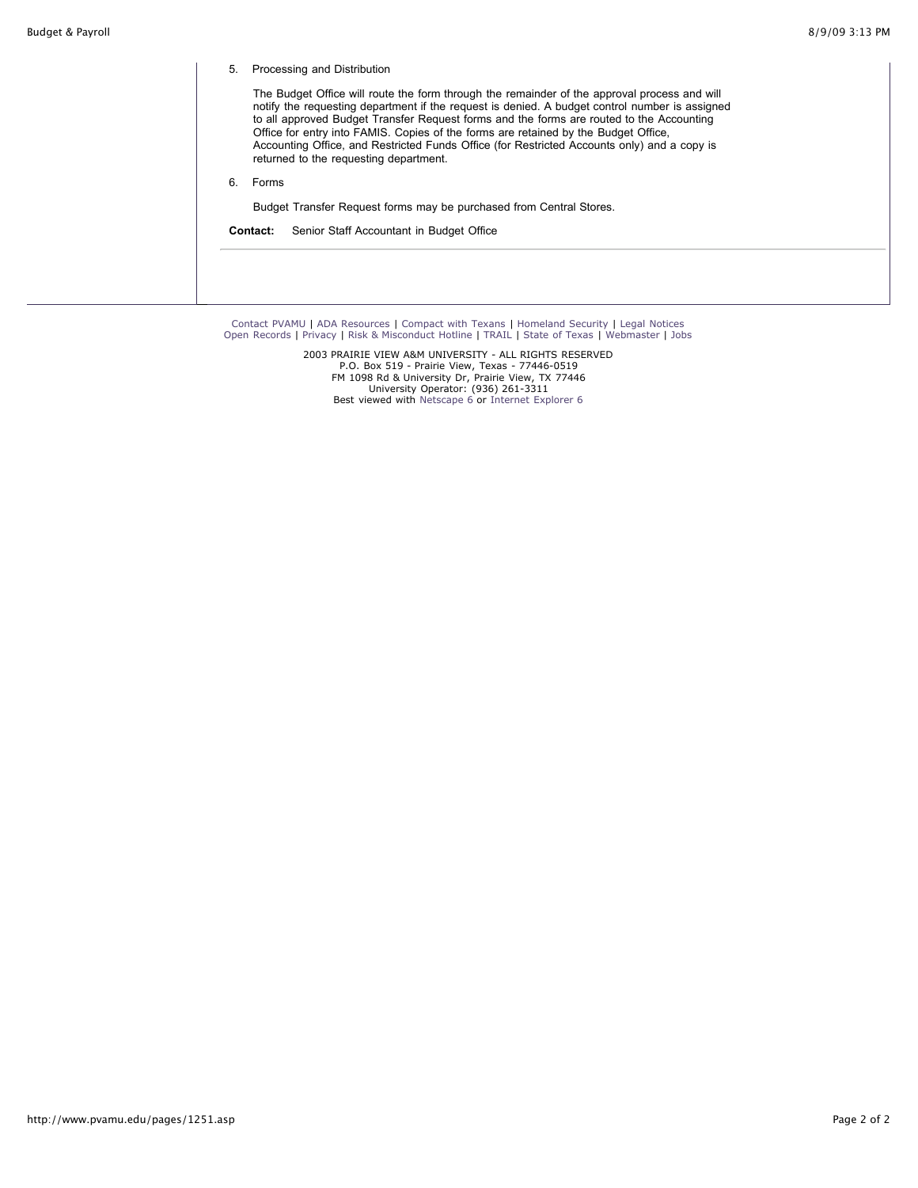5. Processing and Distribution

   The Budget Office will route the form through the remainder of the approval process and will notify the requesting department if the request is denied. A budget control number is assigned to all approved Budget Transfer Request forms and the forms are routed to the Accounting Office for entry into FAMIS. Copies of the forms are retained by the Budget Office, Accounting Office, and Restricted Funds Office (for Restricted Accounts only) and a copy is returned to the requesting department.

6. Forms

   Budget Transfer Request forms may be purchased from Central Stores.

**Contact:** Senior Staff Accountant in Budget Office

---

Contact PVAMU | ADA Resources | Compact with Texans | Homeland Security | Legal Notices
Open Records | Privacy | Risk & Misconduct Hotline | TRAIL | State of Texas | Webmaster | Jobs

2003 PRAIRIE VIEW A&M UNIVERSITY - ALL RIGHTS RESERVED
P.O. Box 519 - Prairie View, Texas - 77446-0519
FM 1098 Rd & University Dr, Prairie View, TX 77446
University Operator: (936) 261-3311
Best viewed with Netscape 6 or Internet Explorer 6